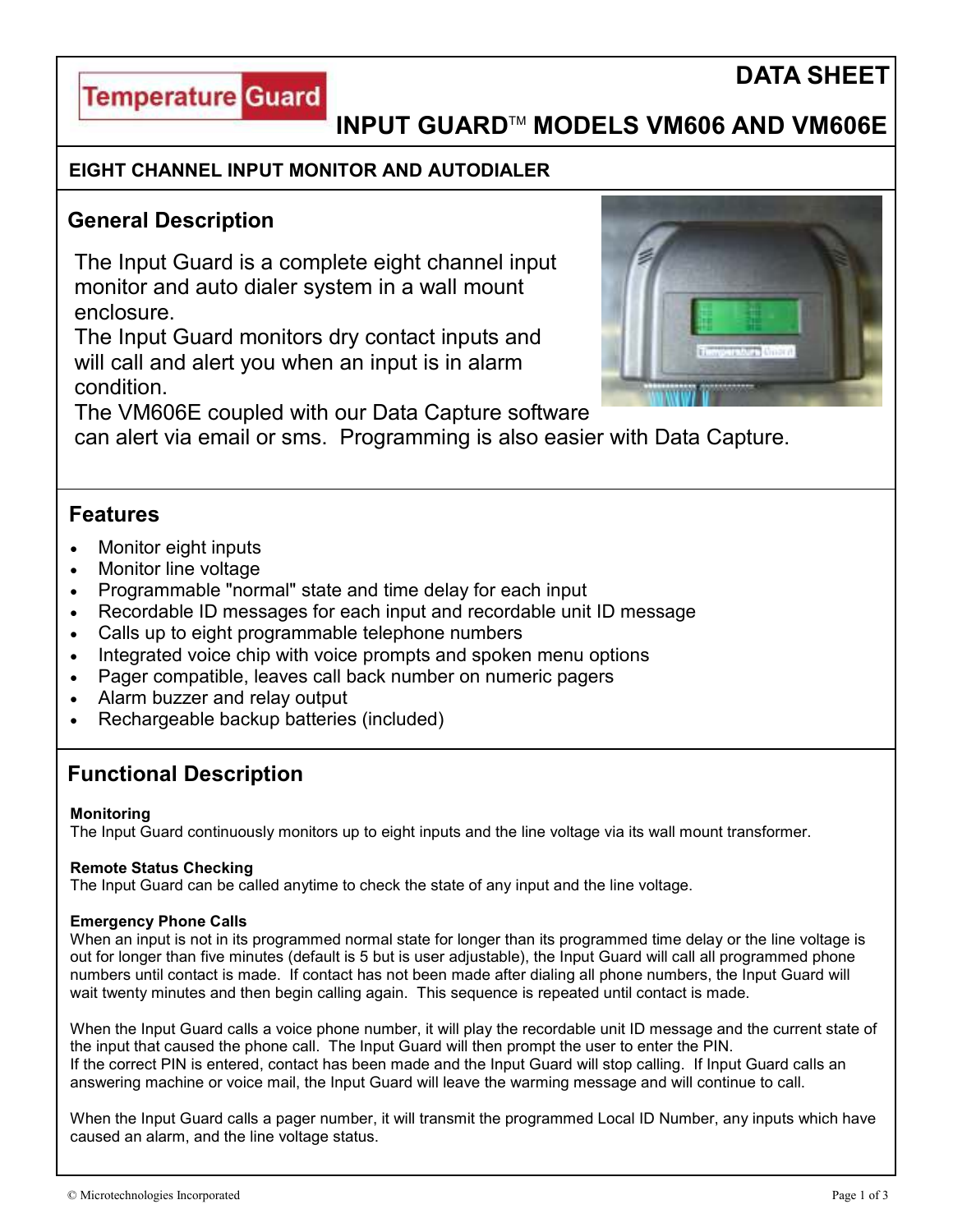# DATA SHEET

## INPUT GUARD™ MODELS VM606 AND VM606E

**EIGHT CHANNEL INPUT MONITOR AND AUTODIALER**

## General Description

The Input Guard is a complete eight channel input monitor and auto dialer system in a wall mount enclosure.
The Input Guard monitors dry contact inputs and will call and alert you when an input is in alarm condition.
The VM606E coupled with our Data Capture software can alert via email or sms. Programming is also easier with Data Capture.

## Features

- Monitor eight inputs
- Monitor line voltage
- Programmable "normal" state and time delay for each input
- Recordable ID messages for each input and recordable unit ID message
- Calls up to eight programmable telephone numbers
- Integrated voice chip with voice prompts and spoken menu options
- Pager compatible, leaves call back number on numeric pagers
- Alarm buzzer and relay output
- Rechargeable backup batteries (included)

## Functional Description

**Monitoring**
The Input Guard continuously monitors up to eight inputs and the line voltage via its wall mount transformer.

**Remote Status Checking**
The Input Guard can be called anytime to check the state of any input and the line voltage.

**Emergency Phone Calls**
When an input is not in its programmed normal state for longer than its programmed time delay or the line voltage is out for longer than five minutes (default is 5 but is user adjustable), the Input Guard will call all programmed phone numbers until contact is made. If contact has not been made after dialing all phone numbers, the Input Guard will wait twenty minutes and then begin calling again. This sequence is repeated until contact is made.

When the Input Guard calls a voice phone number, it will play the recordable unit ID message and the current state of the input that caused the phone call. The Input Guard will then prompt the user to enter the PIN.
If the correct PIN is entered, contact has been made and the Input Guard will stop calling. If Input Guard calls an answering machine or voice mail, the Input Guard will leave the warming message and will continue to call.

When the Input Guard calls a pager number, it will transmit the programmed Local ID Number, any inputs which have caused an alarm, and the line voltage status.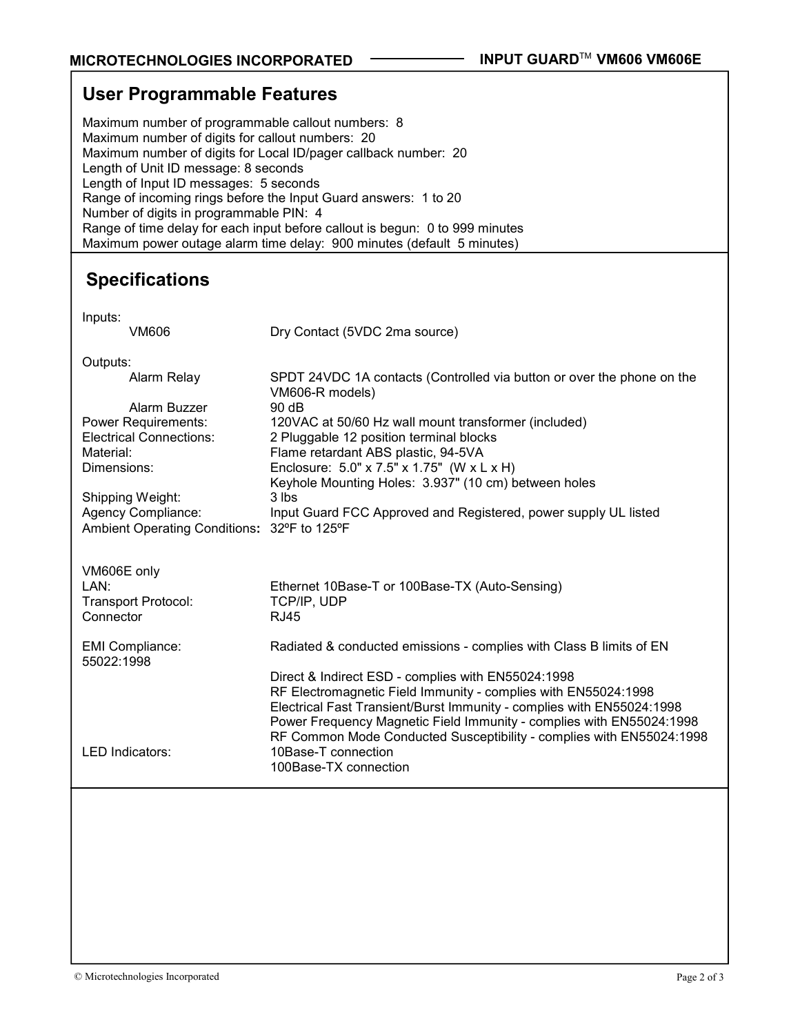## User Programmable Features

Maximum number of programmable callout numbers: 8
Maximum number of digits for callout numbers: 20
Maximum number of digits for Local ID/pager callback number: 20
Length of Unit ID message: 8 seconds
Length of Input ID messages: 5 seconds
Range of incoming rings before the Input Guard answers: 1 to 20
Number of digits in programmable PIN: 4
Range of time delay for each input before callout is begun: 0 to 999 minutes
Maximum power outage alarm time delay: 900 minutes (default 5 minutes)

## Specifications

| | |
|---|---|
| Inputs: | |
| VM606 | Dry Contact (5VDC 2ma source) |
| Outputs: | |
| Alarm Relay | SPDT 24VDC 1A contacts (Controlled via button or over the phone on the VM606-R models) |
| Alarm Buzzer | 90 dB |
| Power Requirements: | 120VAC at 50/60 Hz wall mount transformer (included) |
| Electrical Connections: | 2 Pluggable 12 position terminal blocks |
| Material: | Flame retardant ABS plastic, 94-5VA |
| Dimensions: | Enclosure: 5.0" x 7.5" x 1.75" (W x L x H)<br>Keyhole Mounting Holes: 3.937" (10 cm) between holes |
| Shipping Weight: | 3 lbs |
| Agency Compliance: | Input Guard FCC Approved and Registered, power supply UL listed |
| **Ambient Operating Conditions:** | 32ºF to 125ºF |

| | |
|---|---|
| VM606E only | |
| LAN: | Ethernet 10Base-T or 100Base-TX (Auto-Sensing) |
| Transport Protocol: | TCP/IP, UDP |
| Connector | RJ45 |
| EMI Compliance: | Radiated & conducted emissions - complies with Class B limits of EN 55022:1998<br>Direct & Indirect ESD - complies with EN55024:1998<br>RF Electromagnetic Field Immunity - complies with EN55024:1998<br>Electrical Fast Transient/Burst Immunity - complies with EN55024:1998<br>Power Frequency Magnetic Field Immunity - complies with EN55024:1998<br>RF Common Mode Conducted Susceptibility - complies with EN55024:1998 |
| LED Indicators: | 10Base-T connection<br>100Base-TX connection |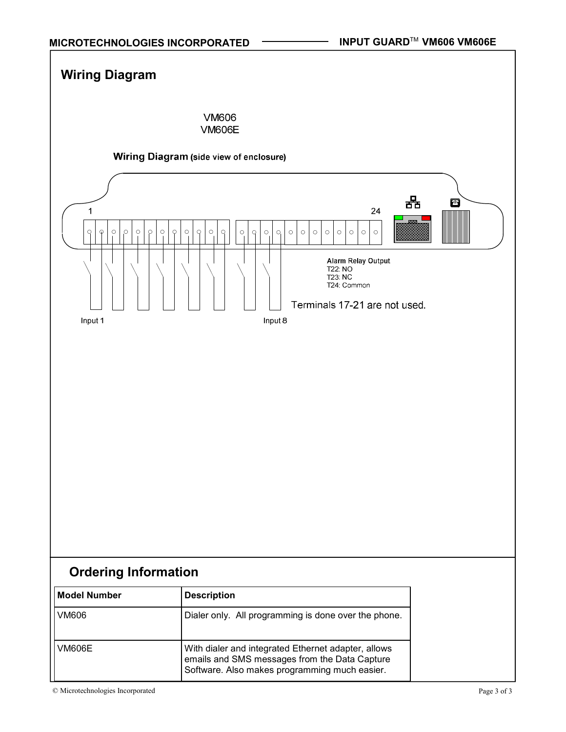## Wiring Diagram

VM606
VM606E

**Wiring Diagram** (side view of enclosure)

1

24

Alarm Relay Output
T22: NO
T23: NC
T24: Common

Terminals 17-21 are not used.

Input 1

Input 8

## Ordering Information

| Model Number | Description |
|---|---|
| VM606 | Dialer only. All programming is done over the phone. |
| VM606E | With dialer and integrated Ethernet adapter, allows emails and SMS messages from the Data Capture Software. Also makes programming much easier. |

© Microtechnologies Incorporated